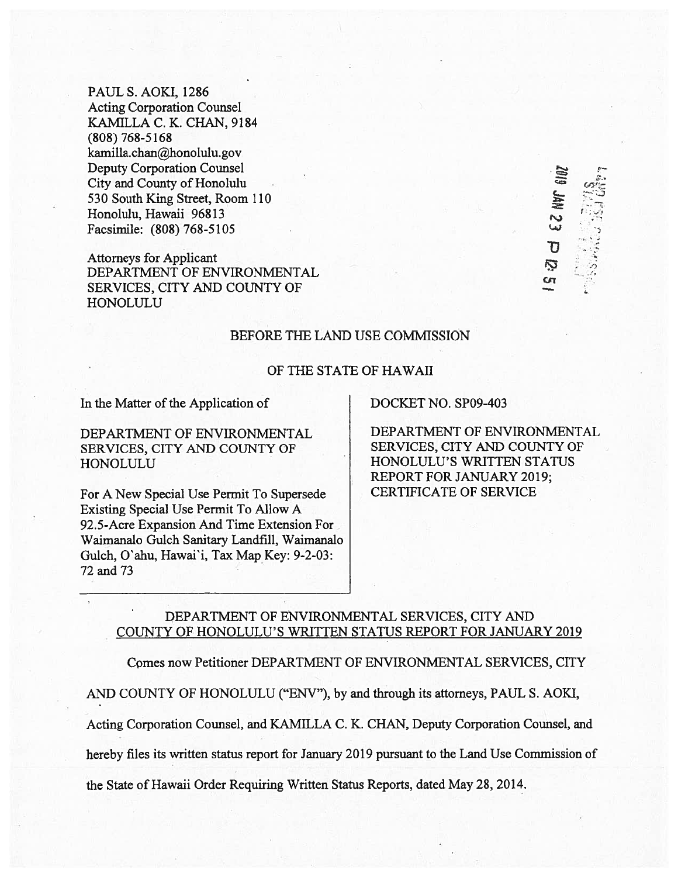PAUL S. AOKI, 1286
Acting Corporation Counsel
KAMILLA C. K. CHAN, 9184
(808) 768-5168
kamilla.chan@honolulu.gov
Deputy Corporation Counsel
City and County of Honolulu
530 South King Street, Room 110
Honolulu, Hawaii 96813
Facsimile: (808) 768-5105

Attorneys for Applicant
DEPARTMENT OF ENVIRONMENTAL SERVICES, CITY AND COUNTY OF HONOLULU

2019 JAN 23 P 12:51

BEFORE THE LAND USE COMMISSION

OF THE STATE OF HAWAII

| In the Matter of the Application of<br><br>DEPARTMENT OF ENVIRONMENTAL SERVICES, CITY AND COUNTY OF HONOLULU<br><br>For A New Special Use Permit To Supersede Existing Special Use Permit To Allow A 92.5-Acre Expansion And Time Extension For Waimanalo Gulch Sanitary Landfill, Waimanalo Gulch, O`ahu, Hawai`i, Tax Map Key: 9-2-03: 72 and 73 | DOCKET NO. SP09-403<br><br>DEPARTMENT OF ENVIRONMENTAL SERVICES, CITY AND COUNTY OF HONOLULU'S WRITTEN STATUS REPORT FOR JANUARY 2019; CERTIFICATE OF SERVICE |
|---|---|

## DEPARTMENT OF ENVIRONMENTAL SERVICES, CITY AND COUNTY OF HONOLULU'S WRITTEN STATUS REPORT FOR JANUARY 2019

Comes now Petitioner DEPARTMENT OF ENVIRONMENTAL SERVICES, CITY AND COUNTY OF HONOLULU ("ENV"), by and through its attorneys, PAUL S. AOKI, Acting Corporation Counsel, and KAMILLA C. K. CHAN, Deputy Corporation Counsel, and hereby files its written status report for January 2019 pursuant to the Land Use Commission of the State of Hawaii Order Requiring Written Status Reports, dated May 28, 2014.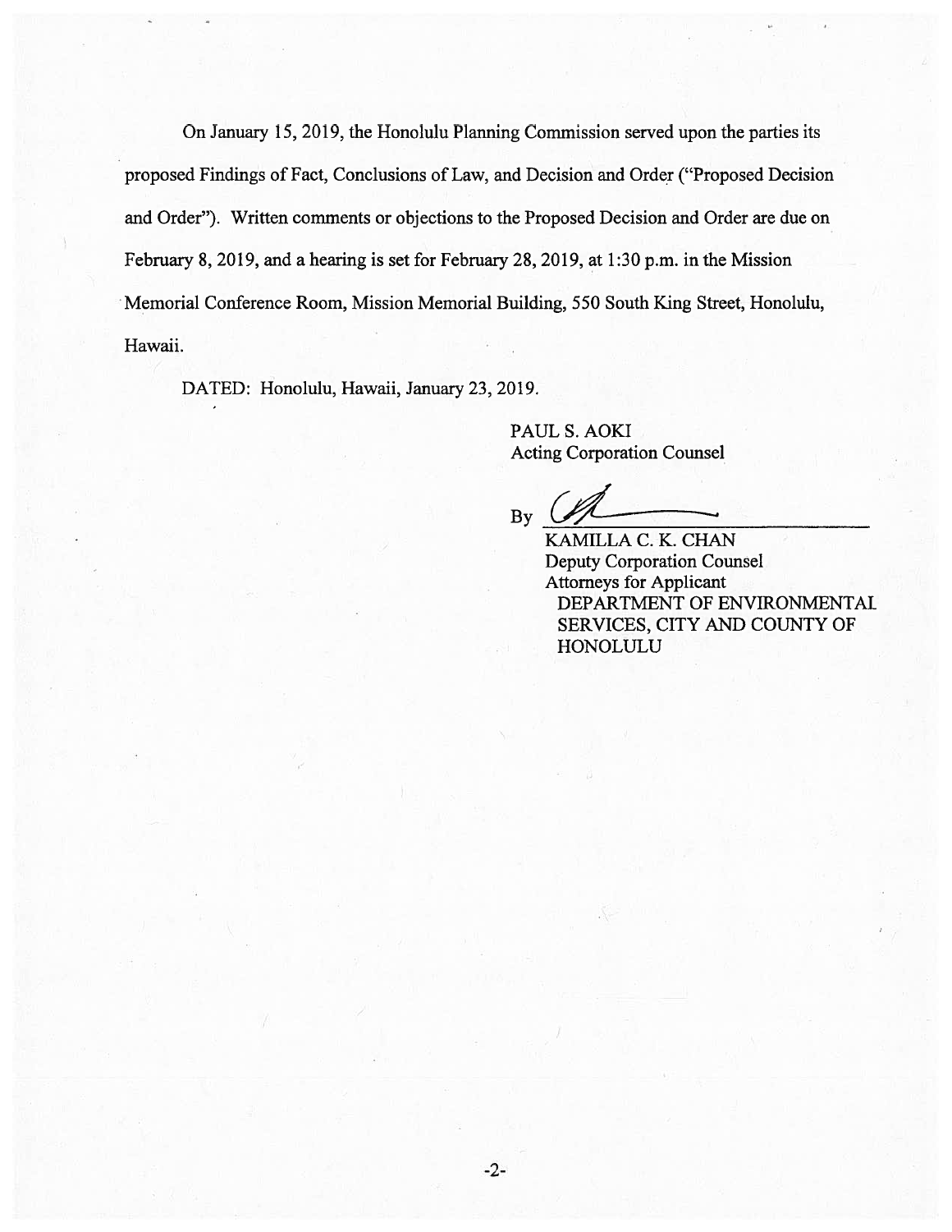On January 15, 2019, the Honolulu Planning Commission served upon the parties its proposed Findings of Fact, Conclusions of Law, and Decision and Order ("Proposed Decision and Order"). Written comments or objections to the Proposed Decision and Order are due on February 8, 2019, and a hearing is set for February 28, 2019, at 1:30 p.m. in the Mission Memorial Conference Room, Mission Memorial Building, 550 South King Street, Honolulu, Hawaii.

DATED: Honolulu, Hawaii, January 23, 2019.

PAUL S. AOKI
Acting Corporation Counsel

By ______________________

KAMILLA C. K. CHAN
Deputy Corporation Counsel
Attorneys for Applicant
DEPARTMENT OF ENVIRONMENTAL SERVICES, CITY AND COUNTY OF HONOLULU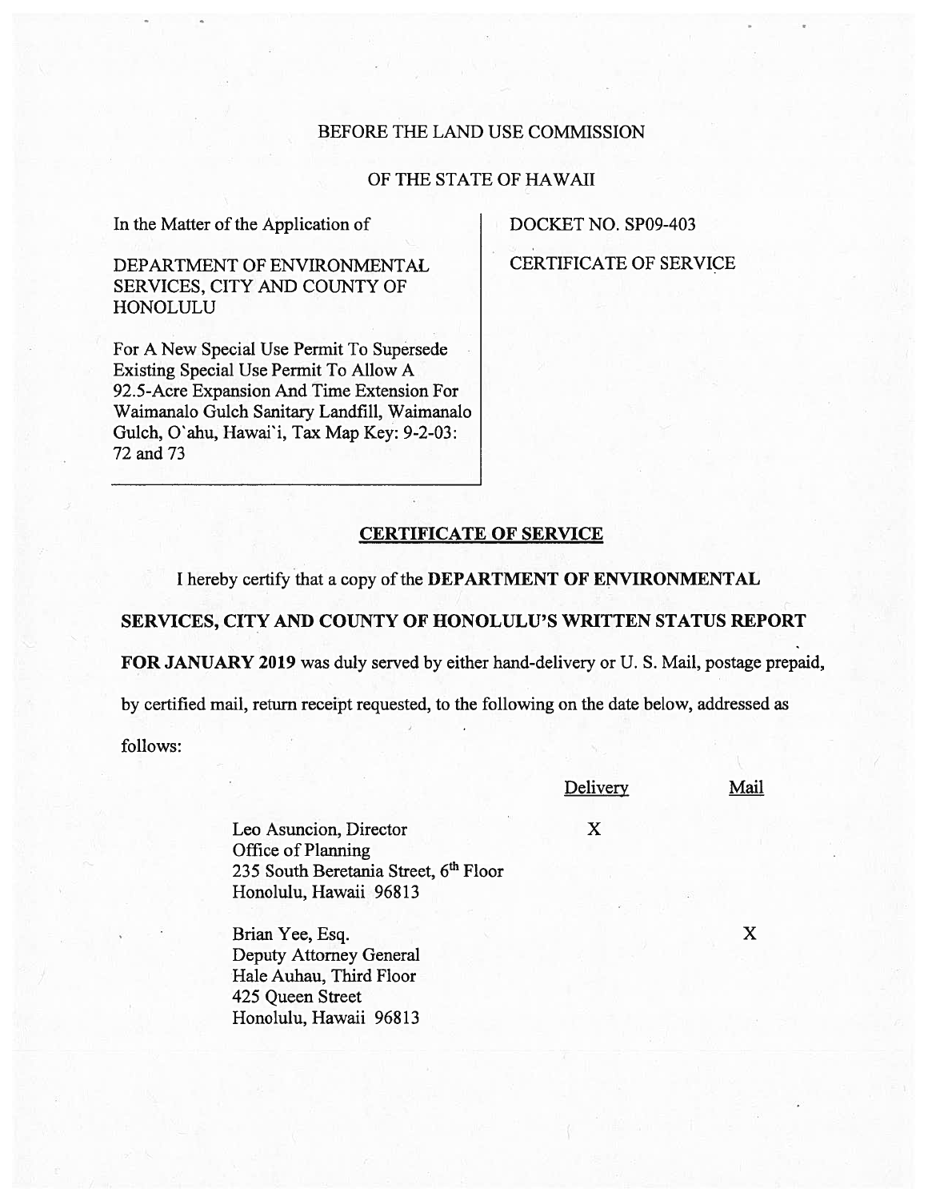BEFORE THE LAND USE COMMISSION

OF THE STATE OF HAWAII

| In the Matter of the Application of<br><br>DEPARTMENT OF ENVIRONMENTAL SERVICES, CITY AND COUNTY OF HONOLULU<br><br>For A New Special Use Permit To Supersede Existing Special Use Permit To Allow A 92.5-Acre Expansion And Time Extension For Waimanalo Gulch Sanitary Landfill, Waimanalo Gulch, O`ahu, Hawai`i, Tax Map Key: 9-2-03: 72 and 73 | DOCKET NO. SP09-403<br><br>CERTIFICATE OF SERVICE |
|---|---|

## CERTIFICATE OF SERVICE

I hereby certify that a copy of the **DEPARTMENT OF ENVIRONMENTAL SERVICES, CITY AND COUNTY OF HONOLULU'S WRITTEN STATUS REPORT FOR JANUARY 2019** was duly served by either hand-delivery or U. S. Mail, postage prepaid, by certified mail, return receipt requested, to the following on the date below, addressed as follows:

| | Delivery | Mail |
|---|---|---|
| Leo Asuncion, Director<br>Office of Planning<br>235 South Beretania Street, 6th Floor<br>Honolulu, Hawaii 96813 | X | |
| Brian Yee, Esq.<br>Deputy Attorney General<br>Hale Auhau, Third Floor<br>425 Queen Street<br>Honolulu, Hawaii 96813 | | X |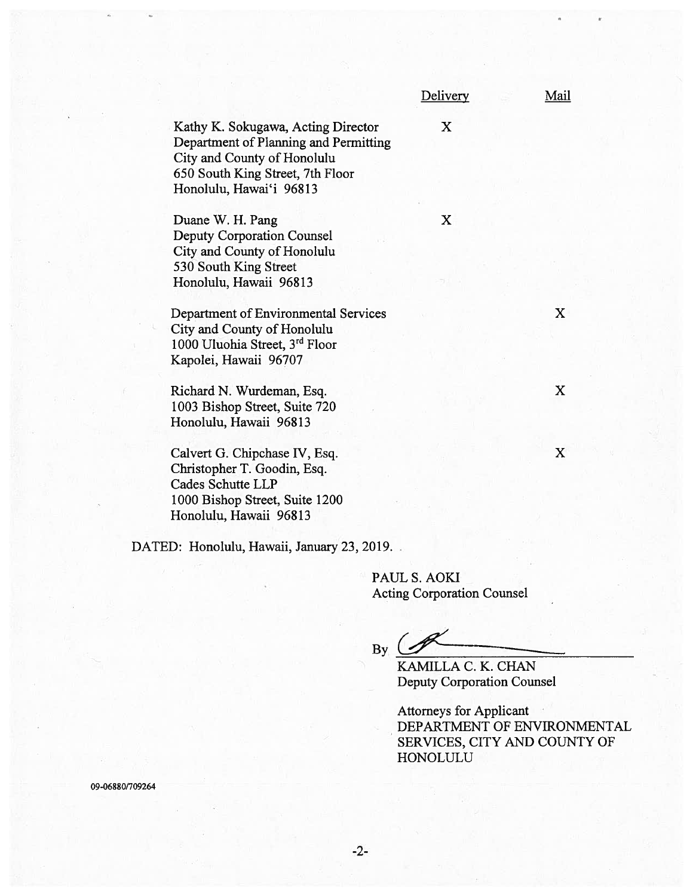| | Delivery | Mail |
|---|---|---|
| Kathy K. Sokugawa, Acting Director<br>Department of Planning and Permitting<br>City and County of Honolulu<br>650 South King Street, 7th Floor<br>Honolulu, Hawai'i 96813 | X | |
| Duane W. H. Pang<br>Deputy Corporation Counsel<br>City and County of Honolulu<br>530 South King Street<br>Honolulu, Hawaii 96813 | X | |
| Department of Environmental Services<br>City and County of Honolulu<br>1000 Uluohia Street, 3rd Floor<br>Kapolei, Hawaii 96707 | | X |
| Richard N. Wurdeman, Esq.<br>1003 Bishop Street, Suite 720<br>Honolulu, Hawaii 96813 | | X |
| Calvert G. Chipchase IV, Esq.<br>Christopher T. Goodin, Esq.<br>Cades Schutte LLP<br>1000 Bishop Street, Suite 1200<br>Honolulu, Hawaii 96813 | | X |

DATED: Honolulu, Hawaii, January 23, 2019.

PAUL S. AOKI
Acting Corporation Counsel

By ______________________
KAMILLA C. K. CHAN
Deputy Corporation Counsel

Attorneys for Applicant
DEPARTMENT OF ENVIRONMENTAL SERVICES, CITY AND COUNTY OF HONOLULU

09-06880/709264